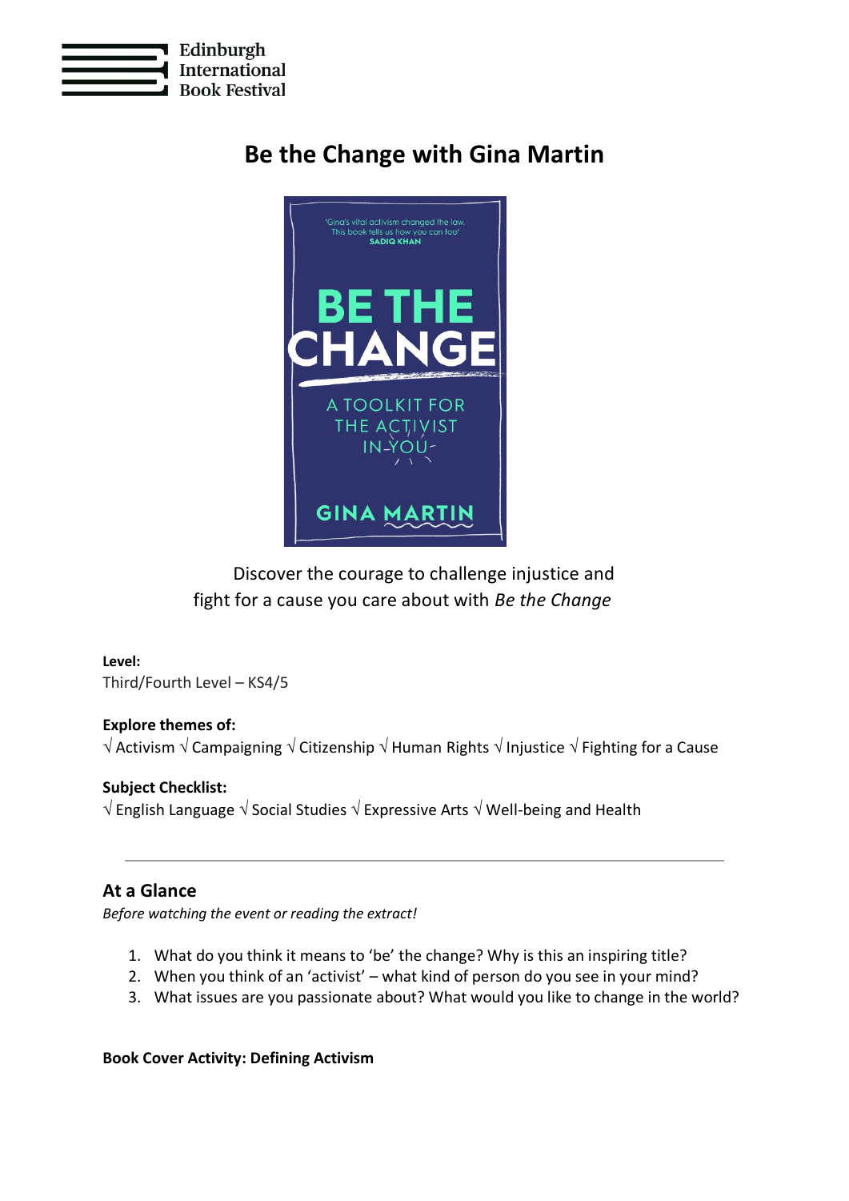Edinburgh International Book Festival

# Be the Change with Gina Martin

Discover the courage to challenge injustice and fight for a cause you care about with *Be the Change*

**Level:**
Third/Fourth Level – KS4/5

**Explore themes of:**
√ Activism √ Campaigning √ Citizenship √ Human Rights √ Injustice √ Fighting for a Cause

**Subject Checklist:**
√ English Language √ Social Studies √ Expressive Arts √ Well-being and Health

---

## At a Glance

*Before watching the event or reading the extract!*

1. What do you think it means to 'be' the change? Why is this an inspiring title?
2. When you think of an 'activist' – what kind of person do you see in your mind?
3. What issues are you passionate about? What would you like to change in the world?

**Book Cover Activity: Defining Activism**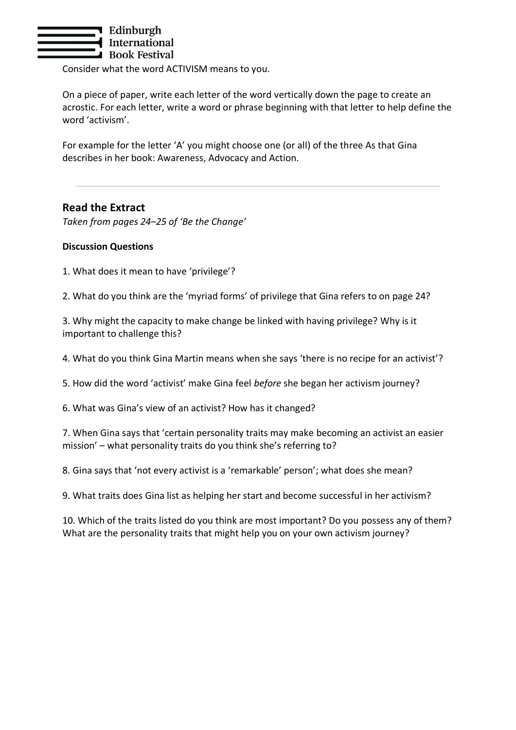Consider what the word ACTIVISM means to you.

On a piece of paper, write each letter of the word vertically down the page to create an acrostic. For each letter, write a word or phrase beginning with that letter to help define the word 'activism'.

For example for the letter 'A' you might choose one (or all) of the three As that Gina describes in her book: Awareness, Advocacy and Action.

---

## Read the Extract

*Taken from pages 24–25 of 'Be the Change'*

**Discussion Questions**

1. What does it mean to have 'privilege'?

2. What do you think are the 'myriad forms' of privilege that Gina refers to on page 24?

3. Why might the capacity to make change be linked with having privilege? Why is it important to challenge this?

4. What do you think Gina Martin means when she says 'there is no recipe for an activist'?

5. How did the word 'activist' make Gina feel *before* she began her activism journey?

6. What was Gina's view of an activist? How has it changed?

7. When Gina says that 'certain personality traits may make becoming an activist an easier mission' – what personality traits do you think she's referring to?

8. Gina says that 'not every activist is a 'remarkable' person'; what does she mean?

9. What traits does Gina list as helping her start and become successful in her activism?

10. Which of the traits listed do you think are most important? Do you possess any of them? What are the personality traits that might help you on your own activism journey?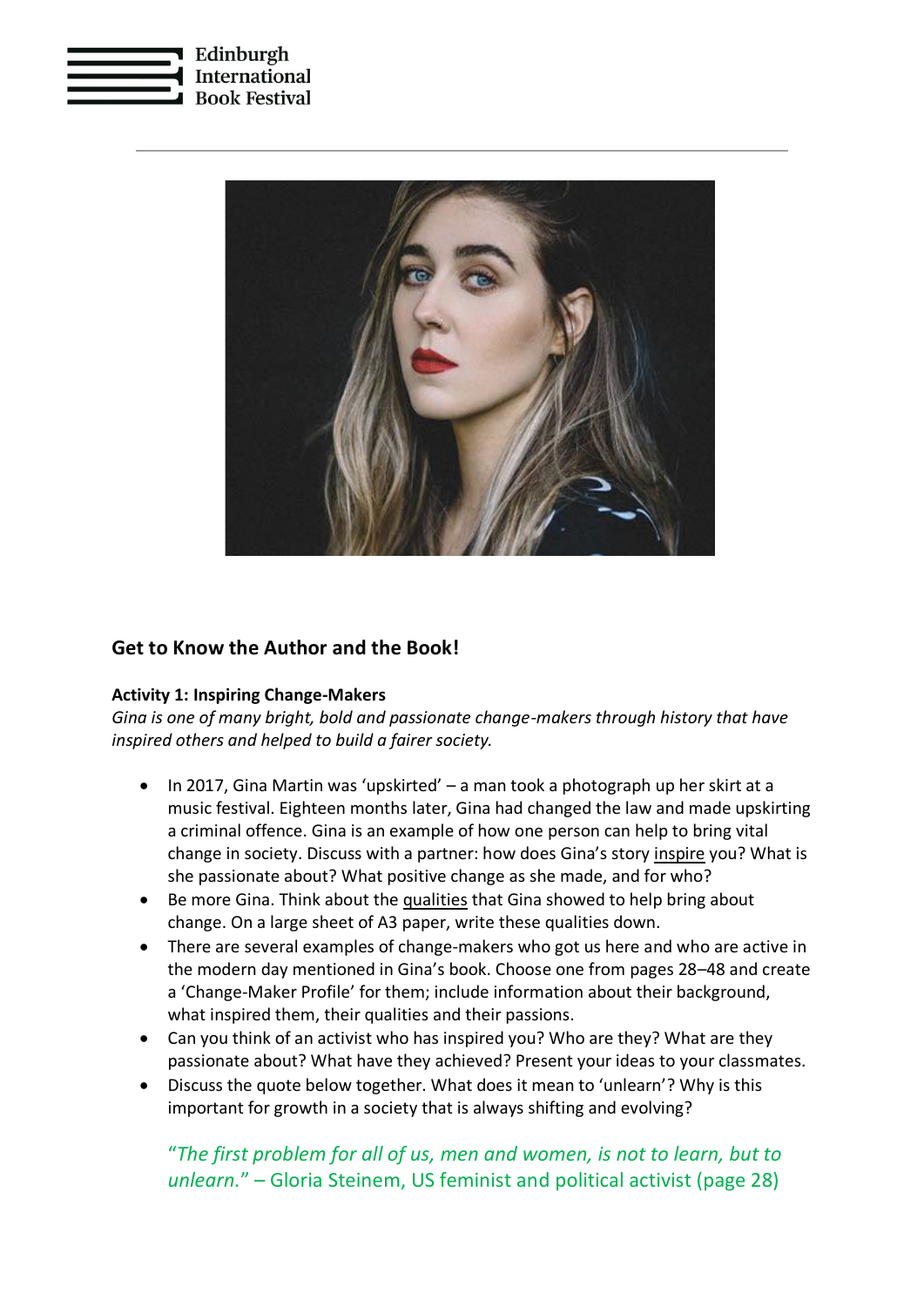## Get to Know the Author and the Book!

**Activity 1: Inspiring Change-Makers**

*Gina is one of many bright, bold and passionate change-makers through history that have inspired others and helped to build a fairer society.*

- In 2017, Gina Martin was 'upskirted' – a man took a photograph up her skirt at a music festival. Eighteen months later, Gina had changed the law and made upskirting a criminal offence. Gina is an example of how one person can help to bring vital change in society. Discuss with a partner: how does Gina's story inspire you? What is she passionate about? What positive change as she made, and for who?
- Be more Gina. Think about the qualities that Gina showed to help bring about change. On a large sheet of A3 paper, write these qualities down.
- There are several examples of change-makers who got us here and who are active in the modern day mentioned in Gina's book. Choose one from pages 28–48 and create a 'Change-Maker Profile' for them; include information about their background, what inspired them, their qualities and their passions.
- Can you think of an activist who has inspired you? Who are they? What are they passionate about? What have they achieved? Present your ideas to your classmates.
- Discuss the quote below together. What does it mean to 'unlearn'? Why is this important for growth in a society that is always shifting and evolving?

> "*The first problem for all of us, men and women, is not to learn, but to unlearn.*" – Gloria Steinem, US feminist and political activist (page 28)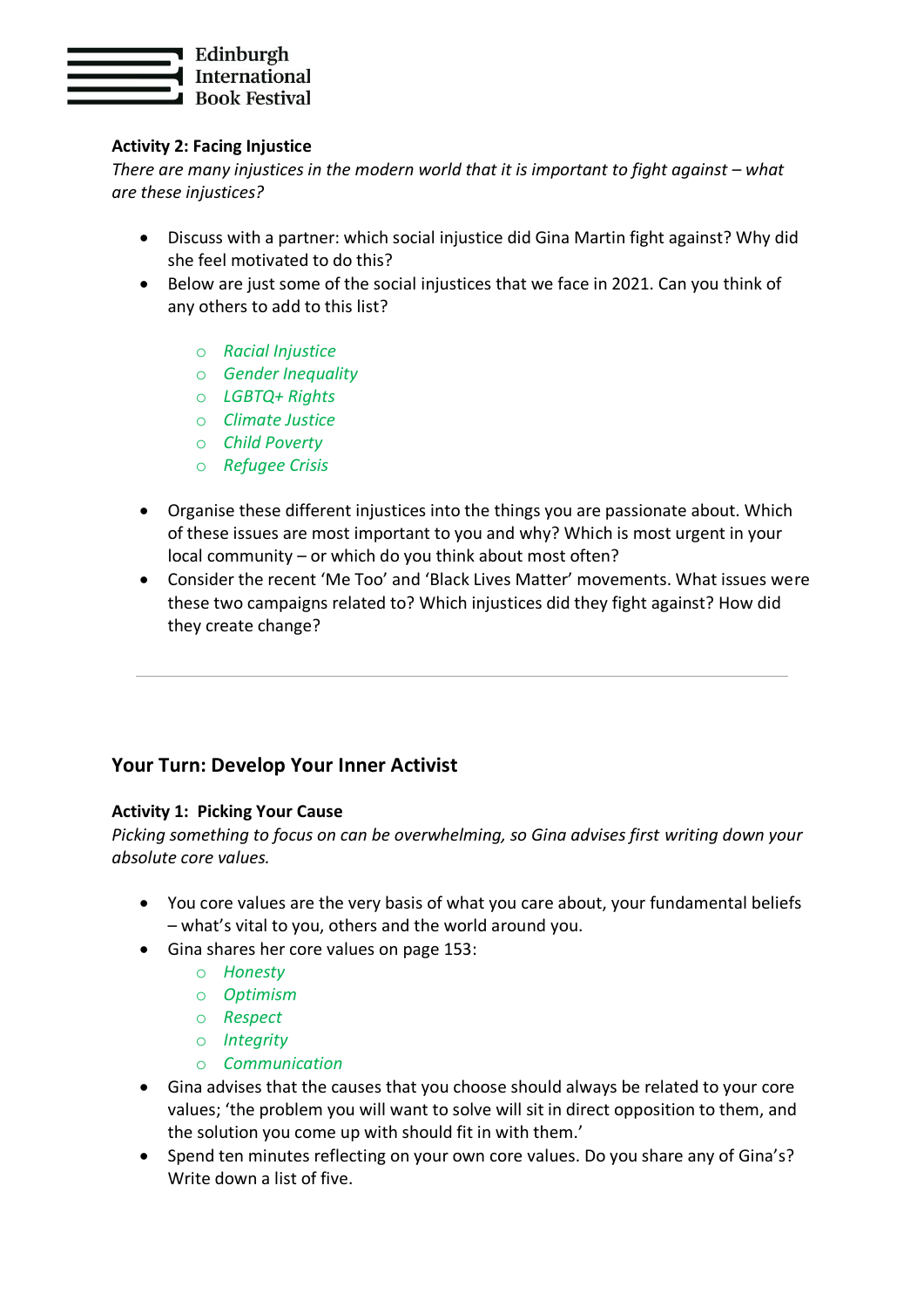### Activity 2: Facing Injustice

*There are many injustices in the modern world that it is important to fight against – what are these injustices?*

- Discuss with a partner: which social injustice did Gina Martin fight against? Why did she feel motivated to do this?
- Below are just some of the social injustices that we face in 2021. Can you think of any others to add to this list?
    - *Racial Injustice*
    - *Gender Inequality*
    - *LGBTQ+ Rights*
    - *Climate Justice*
    - *Child Poverty*
    - *Refugee Crisis*
- Organise these different injustices into the things you are passionate about. Which of these issues are most important to you and why? Which is most urgent in your local community – or which do you think about most often?
- Consider the recent 'Me Too' and 'Black Lives Matter' movements. What issues were these two campaigns related to? Which injustices did they fight against? How did they create change?

---

## Your Turn: Develop Your Inner Activist

### Activity 1: Picking Your Cause

*Picking something to focus on can be overwhelming, so Gina advises first writing down your absolute core values.*

- You core values are the very basis of what you care about, your fundamental beliefs – what's vital to you, others and the world around you.
- Gina shares her core values on page 153:
    - *Honesty*
    - *Optimism*
    - *Respect*
    - *Integrity*
    - *Communication*
- Gina advises that the causes that you choose should always be related to your core values; 'the problem you will want to solve will sit in direct opposition to them, and the solution you come up with should fit in with them.'
- Spend ten minutes reflecting on your own core values. Do you share any of Gina's? Write down a list of five.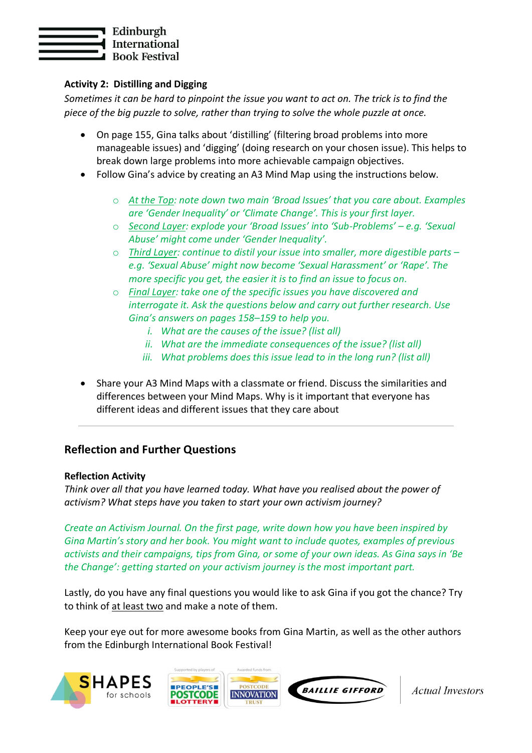**Activity 2: Distilling and Digging**

*Sometimes it can be hard to pinpoint the issue you want to act on. The trick is to find the piece of the big puzzle to solve, rather than trying to solve the whole puzzle at once.*

- On page 155, Gina talks about 'distilling' (filtering broad problems into more manageable issues) and 'digging' (doing research on your chosen issue). This helps to break down large problems into more achievable campaign objectives.
- Follow Gina's advice by creating an A3 Mind Map using the instructions below.
  - *At the Top: note down two main 'Broad Issues' that you care about. Examples are 'Gender Inequality' or 'Climate Change'. This is your first layer.*
  - *Second Layer: explode your 'Broad Issues' into 'Sub-Problems' – e.g. 'Sexual Abuse' might come under 'Gender Inequality'.*
  - *Third Layer: continue to distil your issue into smaller, more digestible parts – e.g. 'Sexual Abuse' might now become 'Sexual Harassment' or 'Rape'. The more specific you get, the easier it is to find an issue to focus on.*
  - *Final Layer: take one of the specific issues you have discovered and interrogate it. Ask the questions below and carry out further research. Use Gina's answers on pages 158–159 to help you.*
    1. *What are the causes of the issue? (list all)*
    2. *What are the immediate consequences of the issue? (list all)*
    3. *What problems does this issue lead to in the long run? (list all)*
- Share your A3 Mind Maps with a classmate or friend. Discuss the similarities and differences between your Mind Maps. Why is it important that everyone has different ideas and different issues that they care about

---

## Reflection and Further Questions

**Reflection Activity**

*Think over all that you have learned today. What have you realised about the power of activism? What steps have you taken to start your own activism journey?*

*Create an Activism Journal. On the first page, write down how you have been inspired by Gina Martin's story and her book. You might want to include quotes, examples of previous activists and their campaigns, tips from Gina, or some of your own ideas. As Gina says in 'Be the Change': getting started on your activism journey is the most important part.*

Lastly, do you have any final questions you would like to ask Gina if you got the chance? Try to think of at least two and make a note of them.

Keep your eye out for more awesome books from Gina Martin, as well as the other authors from the Edinburgh International Book Festival!